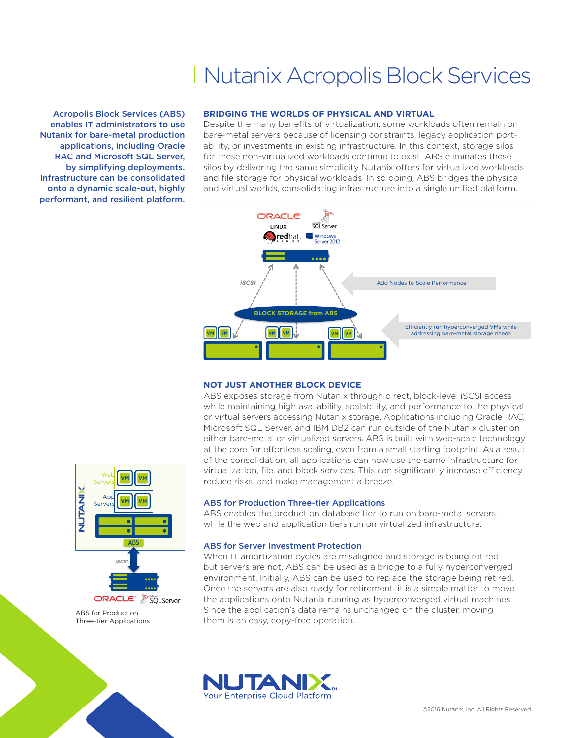# Nutanix Acropolis Block Services

**Acropolis Block Services (ABS) enables IT administrators to use Nutanix for bare-metal production applications, including Oracle RAC and Microsoft SQL Server, by simplifying deployments. Infrastructure can be consolidated onto a dynamic scale-out, highly performant, and resilient platform.**

## BRIDGING THE WORLDS OF PHYSICAL AND VIRTUAL

Despite the many benefits of virtualization, some workloads often remain on bare-metal servers because of licensing constraints, legacy application portability, or investments in existing infrastructure. In this context, storage silos for these non-virtualized workloads continue to exist. ABS eliminates these silos by delivering the same simplicity Nutanix offers for virtualized workloads and file storage for physical workloads. In so doing, ABS bridges the physical and virtual worlds, consolidating infrastructure into a single unified platform.

## NOT JUST ANOTHER BLOCK DEVICE

ABS exposes storage from Nutanix through direct, block-level iSCSI access while maintaining high availability, scalability, and performance to the physical or virtual servers accessing Nutanix storage. Applications including Oracle RAC, Microsoft SQL Server, and IBM DB2 can run outside of the Nutanix cluster on either bare-metal or virtualized servers. ABS is built with web-scale technology at the core for effortless scaling, even from a small starting footprint. As a result of the consolidation, all applications can now use the same infrastructure for virtualization, file, and block services. This can significantly increase efficiency, reduce risks, and make management a breeze.

### ABS for Production Three-tier Applications

ABS enables the production database tier to run on bare-metal servers, while the web and application tiers run on virtualized infrastructure.

ABS for Production Three-tier Applications

### ABS for Server Investment Protection

When IT amortization cycles are misaligned and storage is being retired but servers are not, ABS can be used as a bridge to a fully hyperconverged environment. Initially, ABS can be used to replace the storage being retired. Once the servers are also ready for retirement, it is a simple matter to move the applications onto Nutanix running as hyperconverged virtual machines. Since the application's data remains unchanged on the cluster, moving them is an easy, copy-free operation.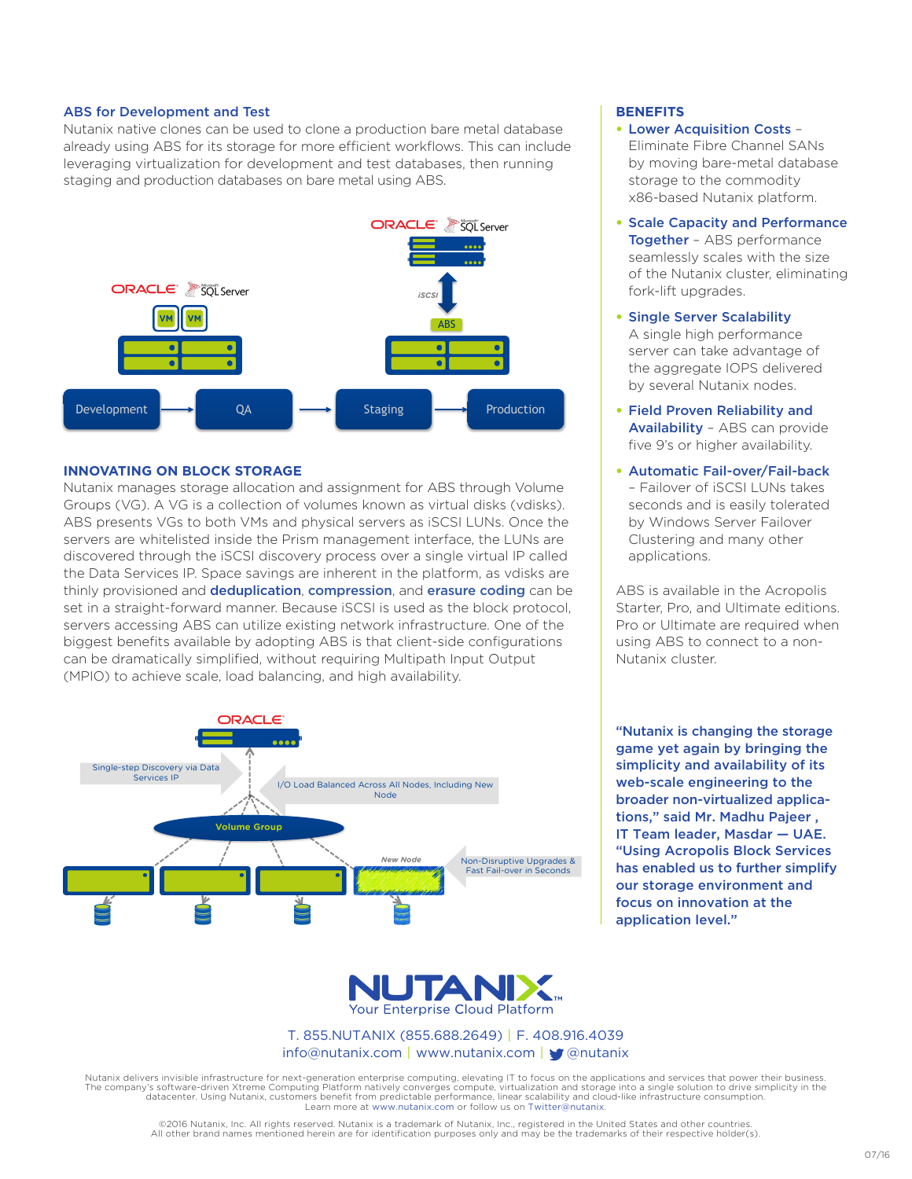## ABS for Development and Test

Nutanix native clones can be used to clone a production bare metal database already using ABS for its storage for more efficient workflows. This can include leveraging virtualization for development and test databases, then running staging and production databases on bare metal using ABS.

ORACLE SQL Server
VM VM
ORACLE SQL Server
iSCSI
ABS
Development → QA → Staging → Production

## INNOVATING ON BLOCK STORAGE

Nutanix manages storage allocation and assignment for ABS through Volume Groups (VG). A VG is a collection of volumes known as virtual disks (vdisks). ABS presents VGs to both VMs and physical servers as iSCSI LUNs. Once the servers are whitelisted inside the Prism management interface, the LUNs are discovered through the iSCSI discovery process over a single virtual IP called the Data Services IP. Space savings are inherent in the platform, as vdisks are thinly provisioned and **deduplication**, **compression**, and **erasure coding** can be set in a straight-forward manner. Because iSCSI is used as the block protocol, servers accessing ABS can utilize existing network infrastructure. One of the biggest benefits available by adopting ABS is that client-side configurations can be dramatically simplified, without requiring Multipath Input Output (MPIO) to achieve scale, load balancing, and high availability.

ORACLE
Single-step Discovery via Data Services IP
I/O Load Balanced Across All Nodes, Including New Node
Volume Group
New Node
Non-Disruptive Upgrades & Fast Fail-over in Seconds

## BENEFITS

- **Lower Acquisition Costs** – Eliminate Fibre Channel SANs by moving bare-metal database storage to the commodity x86-based Nutanix platform.
- **Scale Capacity and Performance Together** – ABS performance seamlessly scales with the size of the Nutanix cluster, eliminating fork-lift upgrades.
- **Single Server Scalability** A single high performance server can take advantage of the aggregate IOPS delivered by several Nutanix nodes.
- **Field Proven Reliability and Availability** – ABS can provide five 9's or higher availability.
- **Automatic Fail-over/Fail-back** – Failover of iSCSI LUNs takes seconds and is easily tolerated by Windows Server Failover Clustering and many other applications.

ABS is available in the Acropolis Starter, Pro, and Ultimate editions. Pro or Ultimate are required when using ABS to connect to a non-Nutanix cluster.

**"Nutanix is changing the storage game yet again by bringing the simplicity and availability of its web-scale engineering to the broader non-virtualized applications," said Mr. Madhu Pajeer, IT Team leader, Masdar — UAE. "Using Acropolis Block Services has enabled us to further simplify our storage environment and focus on innovation at the application level."**

NUTANIX
Your Enterprise Cloud Platform

T. 855.NUTANIX (855.688.2649) | F. 408.916.4039
info@nutanix.com | www.nutanix.com | @nutanix

Nutanix delivers invisible infrastructure for next-generation enterprise computing, elevating IT to focus on the applications and services that power their business. The company's software-driven Xtreme Computing Platform natively converges compute, virtualization and storage into a single solution to drive simplicity in the datacenter. Using Nutanix, customers benefit from predictable performance, linear scalability and cloud-like infrastructure consumption. Learn more at www.nutanix.com or follow us on Twitter@nutanix.

©2016 Nutanix, Inc. All rights reserved. Nutanix is a trademark of Nutanix, Inc., registered in the United States and other countries. All other brand names mentioned herein are for identification purposes only and may be the trademarks of their respective holder(s).

07/16